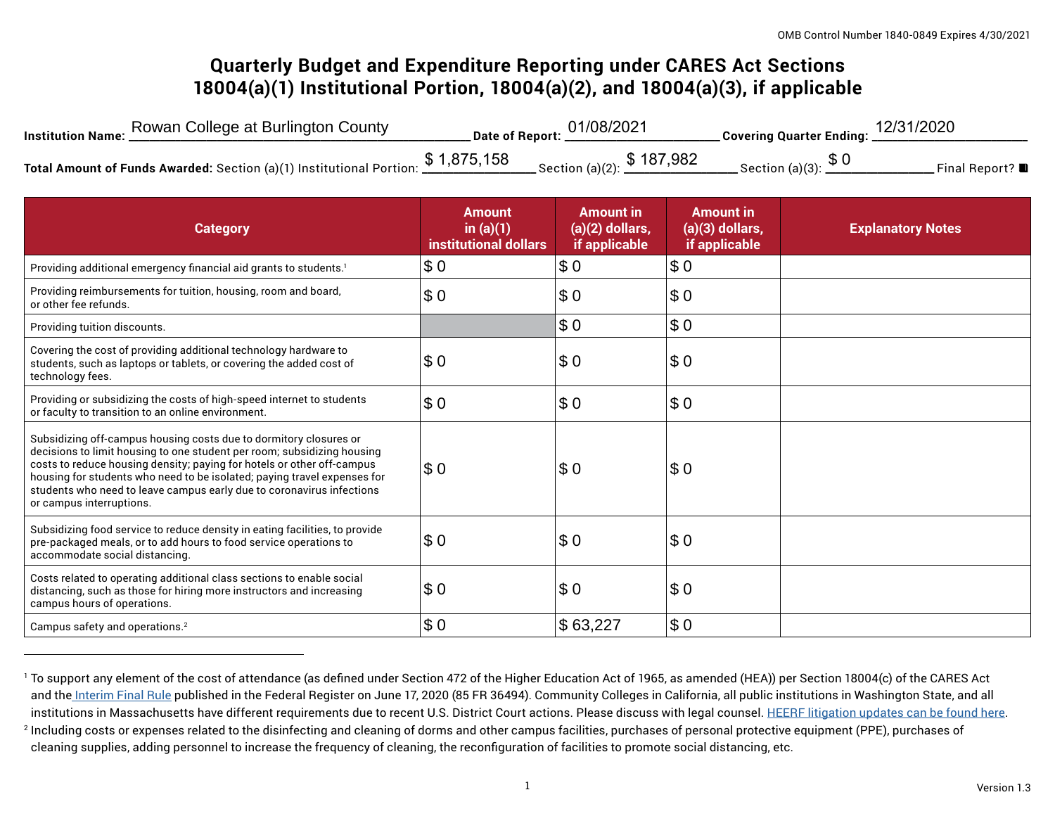OMB Control Number 1840-0849 Expires 4/30/2021

# Quarterly Budget and Expenditure Reporting under CARES Act Sections 18004(a)(1) Institutional Portion, 18004(a)(2), and 18004(a)(3), if applicable

**Institution Name:** Rowan College at Burlington County **Date of Report:** 01/08/2021 **Covering Quarter Ending:** 12/31/2020

**Total Amount of Funds Awarded:** Section (a)(1) Institutional Portion: $ 1,875,158 Section (a)(2): $ 187,982 Section (a)(3): $ 0 Final Report? ■

| Category | Amount in (a)(1) institutional dollars | Amount in (a)(2) dollars, if applicable | Amount in (a)(3) dollars, if applicable | Explanatory Notes |
|---|---|---|---|---|
| Providing additional emergency financial aid grants to students.[1] | $ 0 | $ 0 | $ 0 | |
| Providing reimbursements for tuition, housing, room and board, or other fee refunds. | $ 0 | $ 0 | $ 0 | |
| Providing tuition discounts. | | $ 0 | $ 0 | |
| Covering the cost of providing additional technology hardware to students, such as laptops or tablets, or covering the added cost of technology fees. | $ 0 | $ 0 | $ 0 | |
| Providing or subsidizing the costs of high-speed internet to students or faculty to transition to an online environment. | $ 0 | $ 0 | $ 0 | |
| Subsidizing off-campus housing costs due to dormitory closures or decisions to limit housing to one student per room; subsidizing housing costs to reduce housing density; paying for hotels or other off-campus housing for students who need to be isolated; paying travel expenses for students who need to leave campus early due to coronavirus infections or campus interruptions. | $ 0 | $ 0 | $ 0 | |
| Subsidizing food service to reduce density in eating facilities, to provide pre-packaged meals, or to add hours to food service operations to accommodate social distancing. | $ 0 | $ 0 | $ 0 | |
| Costs related to operating additional class sections to enable social distancing, such as those for hiring more instructors and increasing campus hours of operations. | $ 0 | $ 0 | $ 0 | |
| Campus safety and operations.[2] | $ 0 | $ 63,227 | $ 0 | |

[1] To support any element of the cost of attendance (as defined under Section 472 of the Higher Education Act of 1965, as amended (HEA)) per Section 18004(c) of the CARES Act and the Interim Final Rule published in the Federal Register on June 17, 2020 (85 FR 36494). Community Colleges in California, all public institutions in Washington State, and all institutions in Massachusetts have different requirements due to recent U.S. District Court actions. Please discuss with legal counsel. HEERF litigation updates can be found here.

[2] Including costs or expenses related to the disinfecting and cleaning of dorms and other campus facilities, purchases of personal protective equipment (PPE), purchases of cleaning supplies, adding personnel to increase the frequency of cleaning, the reconfiguration of facilities to promote social distancing, etc.

Version 1.3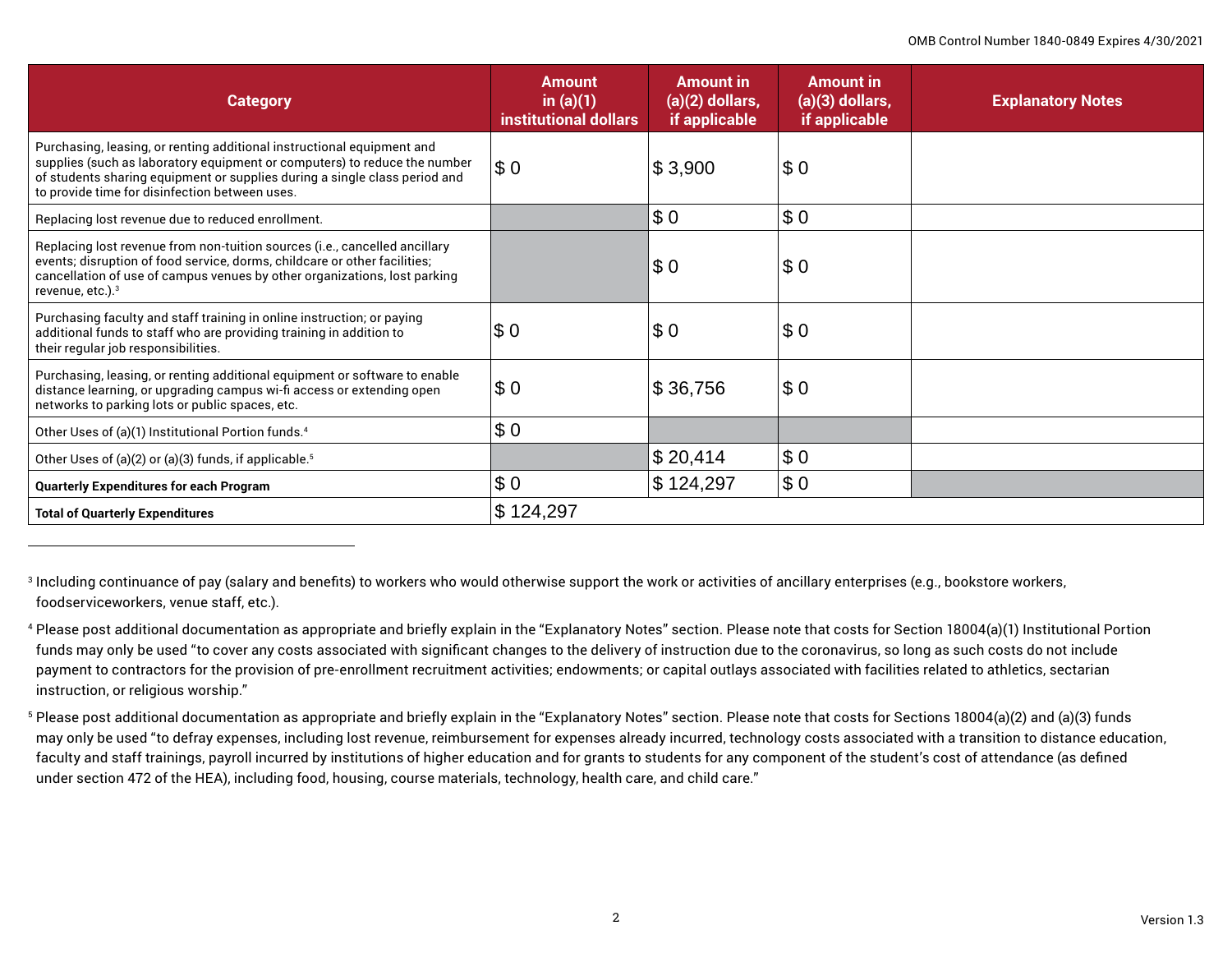| Category | Amount in (a)(1) institutional dollars | Amount in (a)(2) dollars, if applicable | Amount in (a)(3) dollars, if applicable | Explanatory Notes |
|---|---|---|---|---|
| Purchasing, leasing, or renting additional instructional equipment and supplies (such as laboratory equipment or computers) to reduce the number of students sharing equipment or supplies during a single class period and to provide time for disinfection between uses. | $ 0 | $ 3,900 | $ 0 | |
| Replacing lost revenue due to reduced enrollment. | | $ 0 | $ 0 | |
| Replacing lost revenue from non-tuition sources (i.e., cancelled ancillary events; disruption of food service, dorms, childcare or other facilities; cancellation of use of campus venues by other organizations, lost parking revenue, etc.).[3] | | $ 0 | $ 0 | |
| Purchasing faculty and staff training in online instruction; or paying additional funds to staff who are providing training in addition to their regular job responsibilities. | $ 0 | $ 0 | $ 0 | |
| Purchasing, leasing, or renting additional equipment or software to enable distance learning, or upgrading campus wi-fi access or extending open networks to parking lots or public spaces, etc. | $ 0 | $ 36,756 | $ 0 | |
| Other Uses of (a)(1) Institutional Portion funds.[4] | $ 0 | | | |
| Other Uses of (a)(2) or (a)(3) funds, if applicable.[5] | | $ 20,414 | $ 0 | |
| **Quarterly Expenditures for each Program** | $ 0 | $ 124,297 | $ 0 | |
| **Total of Quarterly Expenditures** | $ 124,297 | | | |

[3] Including continuance of pay (salary and benefits) to workers who would otherwise support the work or activities of ancillary enterprises (e.g., bookstore workers, foodserviceworkers, venue staff, etc.).

[4] Please post additional documentation as appropriate and briefly explain in the "Explanatory Notes" section. Please note that costs for Section 18004(a)(1) Institutional Portion funds may only be used "to cover any costs associated with significant changes to the delivery of instruction due to the coronavirus, so long as such costs do not include payment to contractors for the provision of pre-enrollment recruitment activities; endowments; or capital outlays associated with facilities related to athletics, sectarian instruction, or religious worship."

[5] Please post additional documentation as appropriate and briefly explain in the "Explanatory Notes" section. Please note that costs for Sections 18004(a)(2) and (a)(3) funds may only be used "to defray expenses, including lost revenue, reimbursement for expenses already incurred, technology costs associated with a transition to distance education, faculty and staff trainings, payroll incurred by institutions of higher education and for grants to students for any component of the student's cost of attendance (as defined under section 472 of the HEA), including food, housing, course materials, technology, health care, and child care."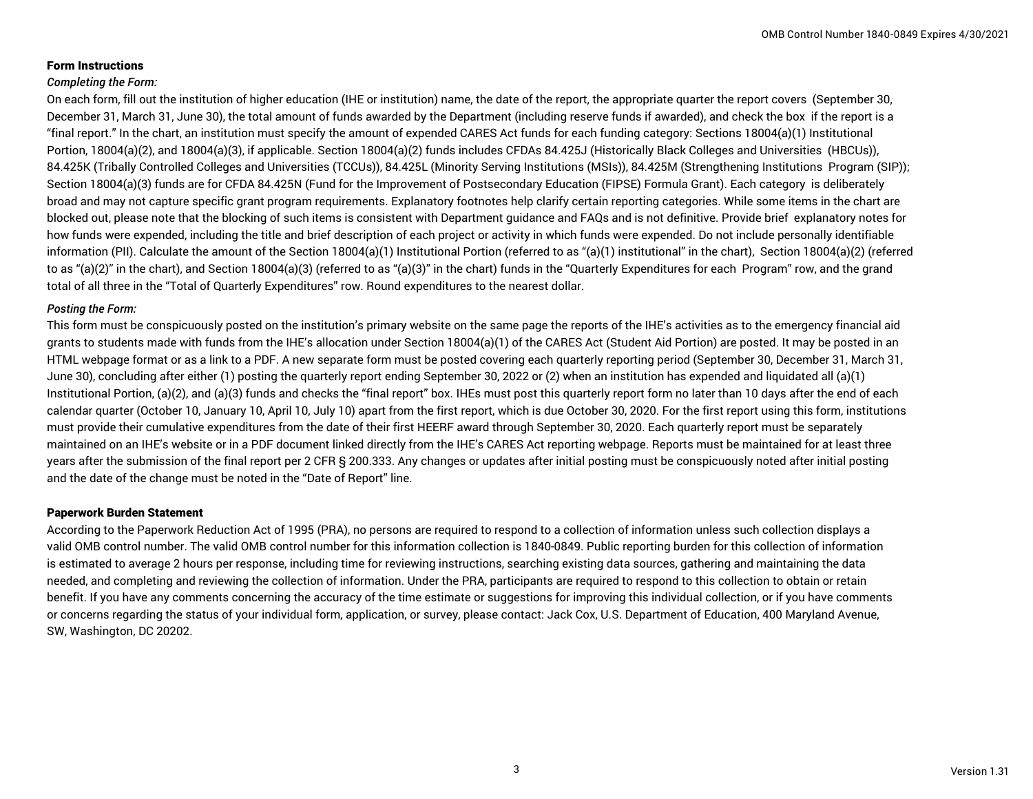### Form Instructions

***Completing the Form:***

On each form, fill out the institution of higher education (IHE or institution) name, the date of the report, the appropriate quarter the report covers (September 30, December 31, March 31, June 30), the total amount of funds awarded by the Department (including reserve funds if awarded), and check the box if the report is a "final report." In the chart, an institution must specify the amount of expended CARES Act funds for each funding category: Sections 18004(a)(1) Institutional Portion, 18004(a)(2), and 18004(a)(3), if applicable. Section 18004(a)(2) funds includes CFDAs 84.425J (Historically Black Colleges and Universities (HBCUs)), 84.425K (Tribally Controlled Colleges and Universities (TCCUs)), 84.425L (Minority Serving Institutions (MSIs)), 84.425M (Strengthening Institutions Program (SIP)); Section 18004(a)(3) funds are for CFDA 84.425N (Fund for the Improvement of Postsecondary Education (FIPSE) Formula Grant). Each category is deliberately broad and may not capture specific grant program requirements. Explanatory footnotes help clarify certain reporting categories. While some items in the chart are blocked out, please note that the blocking of such items is consistent with Department guidance and FAQs and is not definitive. Provide brief explanatory notes for how funds were expended, including the title and brief description of each project or activity in which funds were expended. Do not include personally identifiable information (PII). Calculate the amount of the Section 18004(a)(1) Institutional Portion (referred to as "(a)(1) institutional" in the chart), Section 18004(a)(2) (referred to as "(a)(2)" in the chart), and Section 18004(a)(3) (referred to as "(a)(3)" in the chart) funds in the "Quarterly Expenditures for each Program" row, and the grand total of all three in the "Total of Quarterly Expenditures" row. Round expenditures to the nearest dollar.

***Posting the Form:***

This form must be conspicuously posted on the institution's primary website on the same page the reports of the IHE's activities as to the emergency financial aid grants to students made with funds from the IHE's allocation under Section 18004(a)(1) of the CARES Act (Student Aid Portion) are posted. It may be posted in an HTML webpage format or as a link to a PDF. A new separate form must be posted covering each quarterly reporting period (September 30, December 31, March 31, June 30), concluding after either (1) posting the quarterly report ending September 30, 2022 or (2) when an institution has expended and liquidated all (a)(1) Institutional Portion, (a)(2), and (a)(3) funds and checks the "final report" box. IHEs must post this quarterly report form no later than 10 days after the end of each calendar quarter (October 10, January 10, April 10, July 10) apart from the first report, which is due October 30, 2020. For the first report using this form, institutions must provide their cumulative expenditures from the date of their first HEERF award through September 30, 2020. Each quarterly report must be separately maintained on an IHE's website or in a PDF document linked directly from the IHE's CARES Act reporting webpage. Reports must be maintained for at least three years after the submission of the final report per 2 CFR § 200.333. Any changes or updates after initial posting must be conspicuously noted after initial posting and the date of the change must be noted in the "Date of Report" line.

### Paperwork Burden Statement

According to the Paperwork Reduction Act of 1995 (PRA), no persons are required to respond to a collection of information unless such collection displays a valid OMB control number. The valid OMB control number for this information collection is 1840-0849. Public reporting burden for this collection of information is estimated to average 2 hours per response, including time for reviewing instructions, searching existing data sources, gathering and maintaining the data needed, and completing and reviewing the collection of information. Under the PRA, participants are required to respond to this collection to obtain or retain benefit. If you have any comments concerning the accuracy of the time estimate or suggestions for improving this individual collection, or if you have comments or concerns regarding the status of your individual form, application, or survey, please contact: Jack Cox, U.S. Department of Education, 400 Maryland Avenue, SW, Washington, DC 20202.